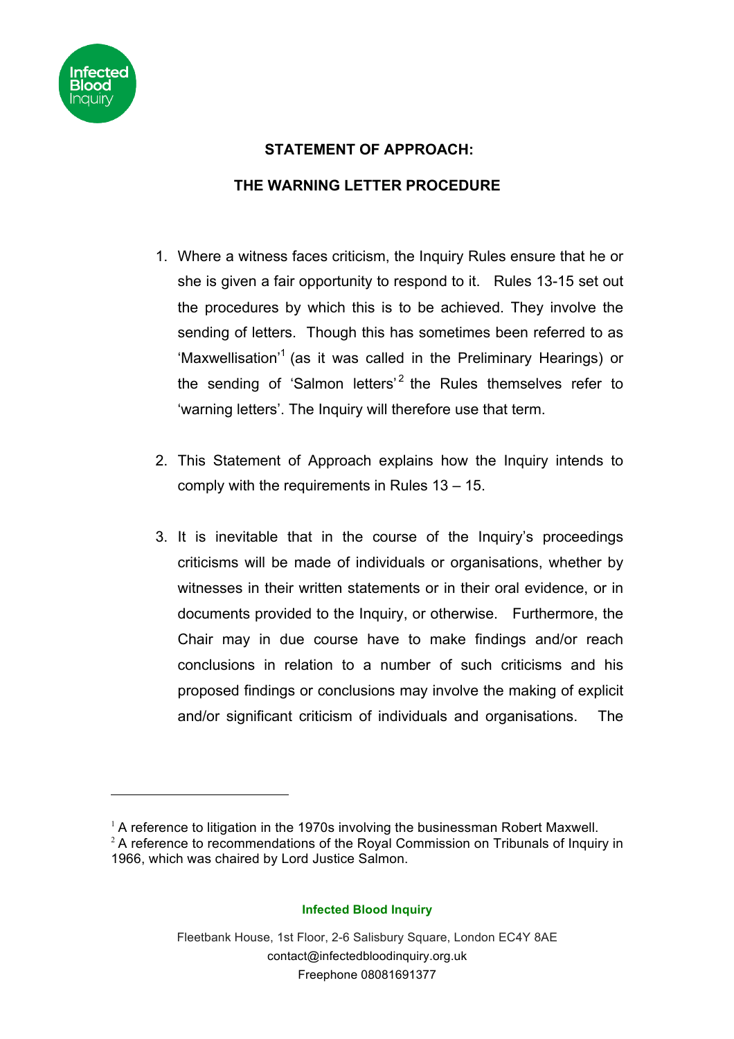## STATEMENT OF APPROACH:

## THE WARNING LETTER PROCEDURE

1. Where a witness faces criticism, the Inquiry Rules ensure that he or she is given a fair opportunity to respond to it. Rules 13-15 set out the procedures by which this is to be achieved. They involve the sending of letters. Though this has sometimes been referred to as 'Maxwellisation'[1] (as it was called in the Preliminary Hearings) or the sending of 'Salmon letters'[2] the Rules themselves refer to 'warning letters'. The Inquiry will therefore use that term.

2. This Statement of Approach explains how the Inquiry intends to comply with the requirements in Rules 13 – 15.

3. It is inevitable that in the course of the Inquiry's proceedings criticisms will be made of individuals or organisations, whether by witnesses in their written statements or in their oral evidence, or in documents provided to the Inquiry, or otherwise. Furthermore, the Chair may in due course have to make findings and/or reach conclusions in relation to a number of such criticisms and his proposed findings or conclusions may involve the making of explicit and/or significant criticism of individuals and organisations. The

---

[1] A reference to litigation in the 1970s involving the businessman Robert Maxwell.

[2] A reference to recommendations of the Royal Commission on Tribunals of Inquiry in 1966, which was chaired by Lord Justice Salmon.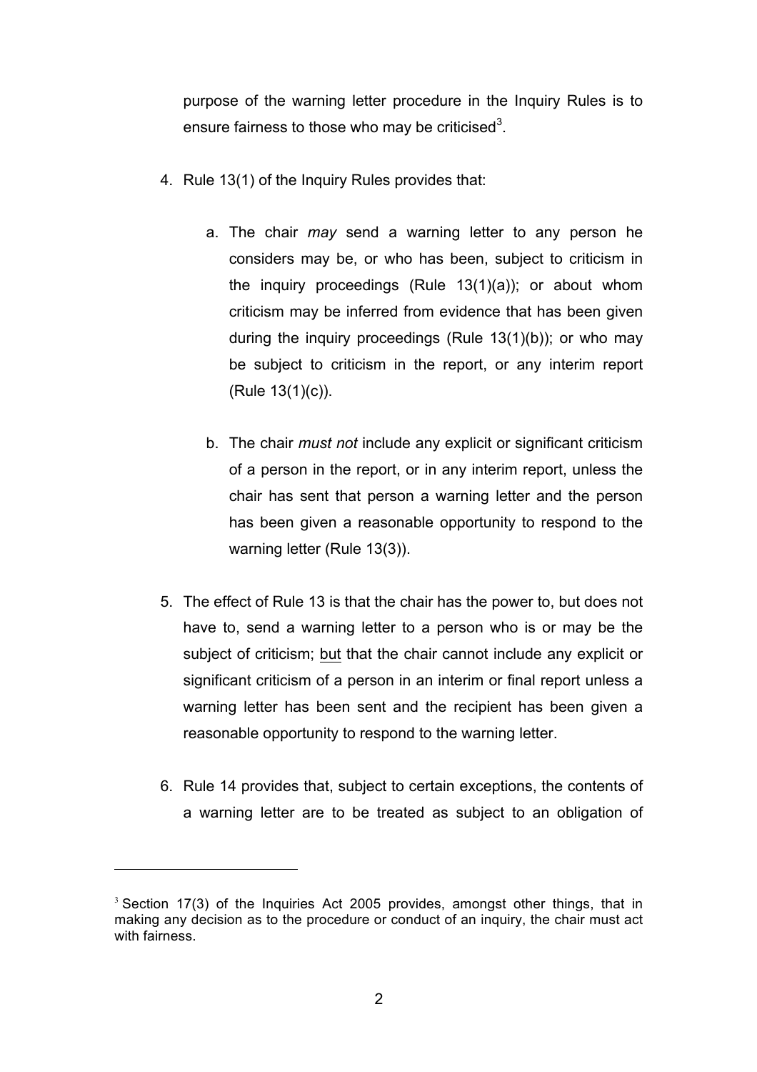purpose of the warning letter procedure in the Inquiry Rules is to ensure fairness to those who may be criticised[3].

4. Rule 13(1) of the Inquiry Rules provides that:

   a. The chair *may* send a warning letter to any person he considers may be, or who has been, subject to criticism in the inquiry proceedings (Rule 13(1)(a)); or about whom criticism may be inferred from evidence that has been given during the inquiry proceedings (Rule 13(1)(b)); or who may be subject to criticism in the report, or any interim report (Rule 13(1)(c)).

   b. The chair *must not* include any explicit or significant criticism of a person in the report, or in any interim report, unless the chair has sent that person a warning letter and the person has been given a reasonable opportunity to respond to the warning letter (Rule 13(3)).

5. The effect of Rule 13 is that the chair has the power to, but does not have to, send a warning letter to a person who is or may be the subject of criticism; <u>but</u> that the chair cannot include any explicit or significant criticism of a person in an interim or final report unless a warning letter has been sent and the recipient has been given a reasonable opportunity to respond to the warning letter.

6. Rule 14 provides that, subject to certain exceptions, the contents of a warning letter are to be treated as subject to an obligation of

---

[3] Section 17(3) of the Inquiries Act 2005 provides, amongst other things, that in making any decision as to the procedure or conduct of an inquiry, the chair must act with fairness.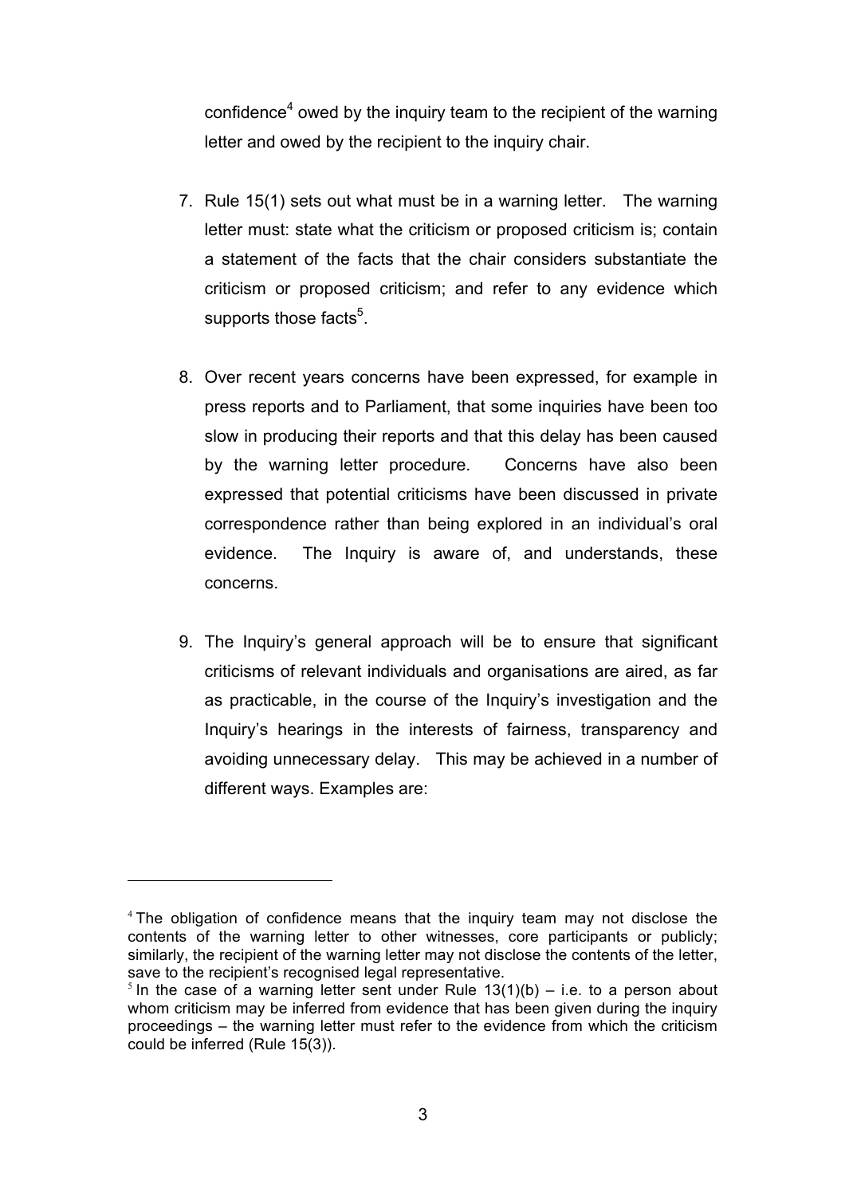confidence[4] owed by the inquiry team to the recipient of the warning letter and owed by the recipient to the inquiry chair.

7. Rule 15(1) sets out what must be in a warning letter. The warning letter must: state what the criticism or proposed criticism is; contain a statement of the facts that the chair considers substantiate the criticism or proposed criticism; and refer to any evidence which supports those facts[5].

8. Over recent years concerns have been expressed, for example in press reports and to Parliament, that some inquiries have been too slow in producing their reports and that this delay has been caused by the warning letter procedure. Concerns have also been expressed that potential criticisms have been discussed in private correspondence rather than being explored in an individual's oral evidence. The Inquiry is aware of, and understands, these concerns.

9. The Inquiry's general approach will be to ensure that significant criticisms of relevant individuals and organisations are aired, as far as practicable, in the course of the Inquiry's investigation and the Inquiry's hearings in the interests of fairness, transparency and avoiding unnecessary delay. This may be achieved in a number of different ways. Examples are:

---

[4] The obligation of confidence means that the inquiry team may not disclose the contents of the warning letter to other witnesses, core participants or publicly; similarly, the recipient of the warning letter may not disclose the contents of the letter, save to the recipient's recognised legal representative.

[5] In the case of a warning letter sent under Rule 13(1)(b) – i.e. to a person about whom criticism may be inferred from evidence that has been given during the inquiry proceedings – the warning letter must refer to the evidence from which the criticism could be inferred (Rule 15(3)).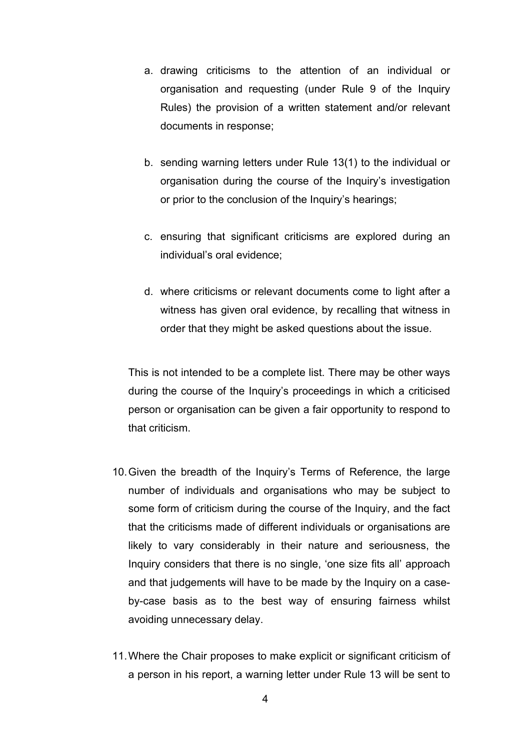a. drawing criticisms to the attention of an individual or organisation and requesting (under Rule 9 of the Inquiry Rules) the provision of a written statement and/or relevant documents in response;

b. sending warning letters under Rule 13(1) to the individual or organisation during the course of the Inquiry's investigation or prior to the conclusion of the Inquiry's hearings;

c. ensuring that significant criticisms are explored during an individual's oral evidence;

d. where criticisms or relevant documents come to light after a witness has given oral evidence, by recalling that witness in order that they might be asked questions about the issue.

This is not intended to be a complete list. There may be other ways during the course of the Inquiry's proceedings in which a criticised person or organisation can be given a fair opportunity to respond to that criticism.

10. Given the breadth of the Inquiry's Terms of Reference, the large number of individuals and organisations who may be subject to some form of criticism during the course of the Inquiry, and the fact that the criticisms made of different individuals or organisations are likely to vary considerably in their nature and seriousness, the Inquiry considers that there is no single, 'one size fits all' approach and that judgements will have to be made by the Inquiry on a case-by-case basis as to the best way of ensuring fairness whilst avoiding unnecessary delay.

11. Where the Chair proposes to make explicit or significant criticism of a person in his report, a warning letter under Rule 13 will be sent to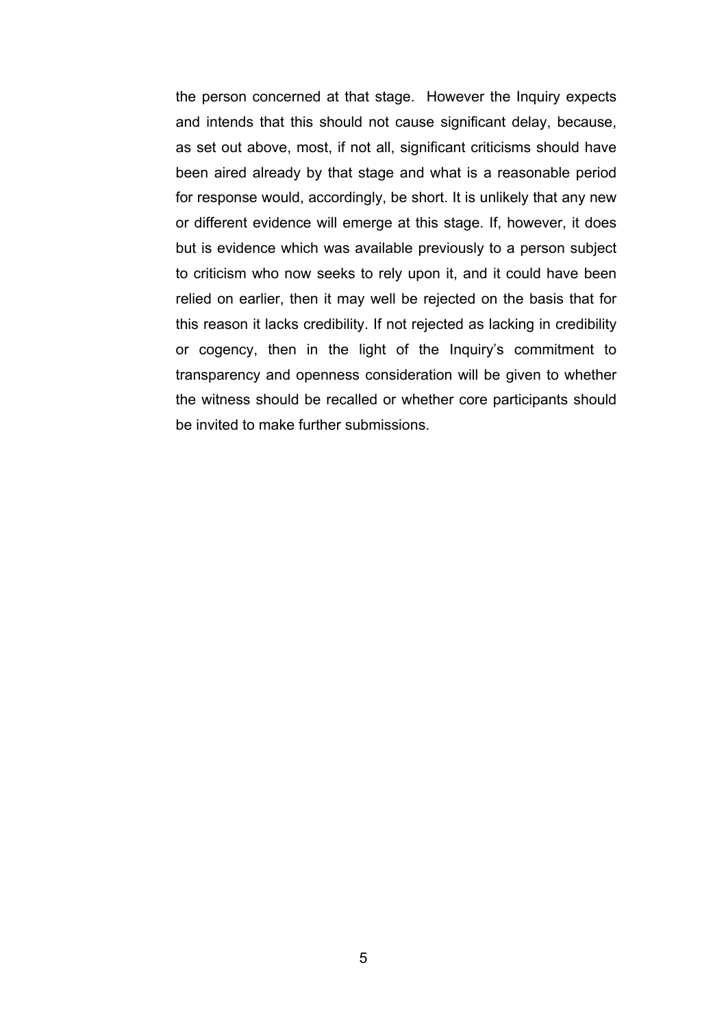the person concerned at that stage. However the Inquiry expects and intends that this should not cause significant delay, because, as set out above, most, if not all, significant criticisms should have been aired already by that stage and what is a reasonable period for response would, accordingly, be short. It is unlikely that any new or different evidence will emerge at this stage. If, however, it does but is evidence which was available previously to a person subject to criticism who now seeks to rely upon it, and it could have been relied on earlier, then it may well be rejected on the basis that for this reason it lacks credibility. If not rejected as lacking in credibility or cogency, then in the light of the Inquiry's commitment to transparency and openness consideration will be given to whether the witness should be recalled or whether core participants should be invited to make further submissions.